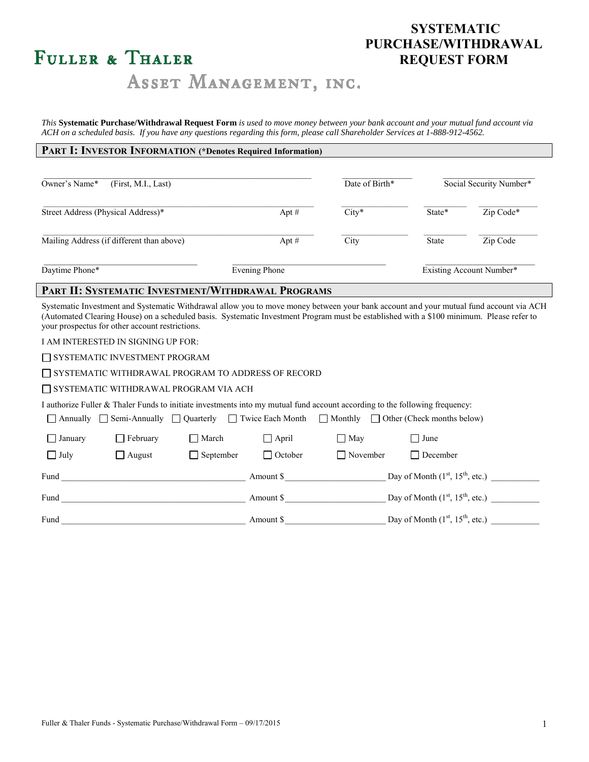# Fuller & Thaler Asset Management, Inc.

# SYSTEMATIC PURCHASE/WITHDRAWAL REQUEST FORM

*This* **Systematic Purchase/Withdrawal Request Form** *is used to move money between your bank account and your mutual fund account via ACH on a scheduled basis. If you have any questions regarding this form, please call Shareholder Services at 1-888-912-4562.*

## PART I: INVESTOR INFORMATION (*Denotes Required Information)

Owner's Name* (First, M.I., Last) ____________________ Date of Birth* ____________ Social Security Number* ____________

Street Address (Physical Address)* ____________________ Apt # ______ City* ____________ State* ______ Zip Code* ______

Mailing Address (if different than above) ____________________ Apt # ______ City ____________ State ______ Zip Code ______

Daytime Phone* ____________________ Evening Phone ____________________ Existing Account Number* ____________________

## PART II: SYSTEMATIC INVESTMENT/WITHDRAWAL PROGRAMS

Systematic Investment and Systematic Withdrawal allow you to move money between your bank account and your mutual fund account via ACH (Automated Clearing House) on a scheduled basis. Systematic Investment Program must be established with a $100 minimum. Please refer to your prospectus for other account restrictions.

I AM INTERESTED IN SIGNING UP FOR:

☐ SYSTEMATIC INVESTMENT PROGRAM

☐ SYSTEMATIC WITHDRAWAL PROGRAM TO ADDRESS OF RECORD

☐ SYSTEMATIC WITHDRAWAL PROGRAM VIA ACH

I authorize Fuller & Thaler Funds to initiate investments into my mutual fund account according to the following frequency:

☐ Annually ☐ Semi-Annually ☐ Quarterly ☐ Twice Each Month ☐ Monthly ☐ Other (Check months below)

☐ January ☐ February ☐ March ☐ April ☐ May ☐ June

☐ July ☐ August ☐ September ☐ October ☐ November ☐ December

Fund ____________________ Amount $ ____________ Day of Month (1st, 15th, etc.) ________

Fund ____________________ Amount $ ____________ Day of Month (1st, 15th, etc.) ________

Fund ____________________ Amount $ ____________ Day of Month (1st, 15th, etc.) ________

Fuller & Thaler Funds - Systematic Purchase/Withdrawal Form – 09/17/2015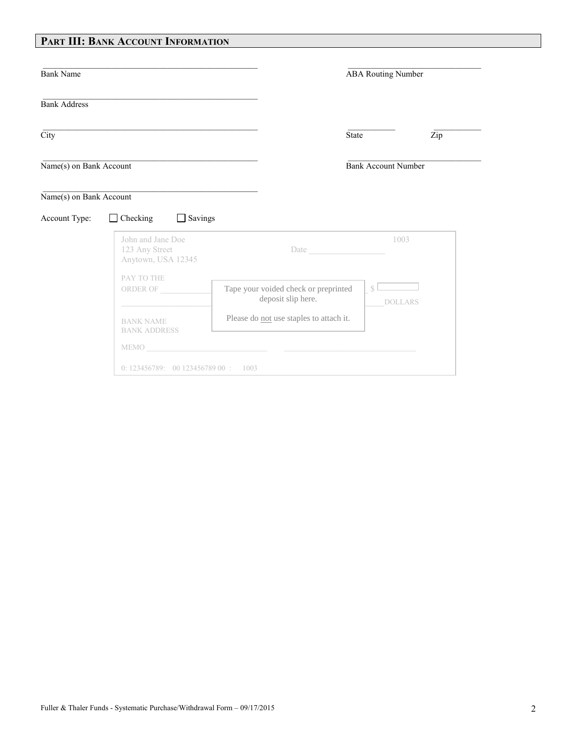## PART III: BANK ACCOUNT INFORMATION

Bank Name ______________________ ABA Routing Number ______________________

Bank Address ______________________

City ______________________ State __________ Zip __________

Name(s) on Bank Account ______________________ Bank Account Number ______________________

Name(s) on Bank Account ______________________

Account Type: ☐ Checking ☐ Savings

John and Jane Doe
123 Any Street
Anytown, USA 12345

1003

Date ______________

PAY TO THE
ORDER OF ______________ $ ☐

______________ DOLLARS

BANK NAME
BANK ADDRESS

MEMO ______________ ______________

0: 123456789: 00 123456789 00 : 1003

Tape your voided check or preprinted deposit slip here.

Please do not use staples to attach it.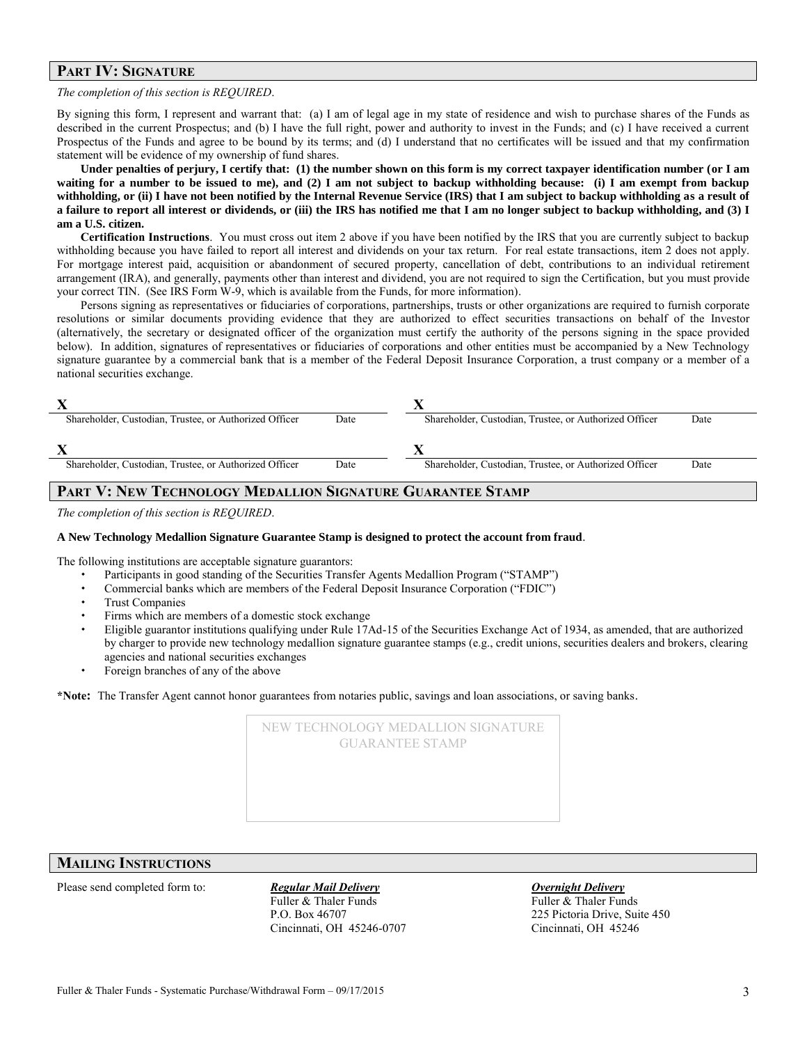## PART IV: SIGNATURE

*The completion of this section is REQUIRED.*

By signing this form, I represent and warrant that: (a) I am of legal age in my state of residence and wish to purchase shares of the Funds as described in the current Prospectus; and (b) I have the full right, power and authority to invest in the Funds; and (c) I have received a current Prospectus of the Funds and agree to be bound by its terms; and (d) I understand that no certificates will be issued and that my confirmation statement will be evidence of my ownership of fund shares.

**Under penalties of perjury, I certify that: (1) the number shown on this form is my correct taxpayer identification number (or I am waiting for a number to be issued to me), and (2) I am not subject to backup withholding because: (i) I am exempt from backup withholding, or (ii) I have not been notified by the Internal Revenue Service (IRS) that I am subject to backup withholding as a result of a failure to report all interest or dividends, or (iii) the IRS has notified me that I am no longer subject to backup withholding, and (3) I am a U.S. citizen.**

**Certification Instructions**. You must cross out item 2 above if you have been notified by the IRS that you are currently subject to backup withholding because you have failed to report all interest and dividends on your tax return. For real estate transactions, item 2 does not apply. For mortgage interest paid, acquisition or abandonment of secured property, cancellation of debt, contributions to an individual retirement arrangement (IRA), and generally, payments other than interest and dividend, you are not required to sign the Certification, but you must provide your correct TIN. (See IRS Form W-9, which is available from the Funds, for more information).

Persons signing as representatives or fiduciaries of corporations, partnerships, trusts or other organizations are required to furnish corporate resolutions or similar documents providing evidence that they are authorized to effect securities transactions on behalf of the Investor (alternatively, the secretary or designated officer of the organization must certify the authority of the persons signing in the space provided below). In addition, signatures of representatives or fiduciaries of corporations and other entities must be accompanied by a New Technology signature guarantee by a commercial bank that is a member of the Federal Deposit Insurance Corporation, a trust company or a member of a national securities exchange.

| | | | |
|---|---|---|---|
| X | | X | |
| Shareholder, Custodian, Trustee, or Authorized Officer | Date | Shareholder, Custodian, Trustee, or Authorized Officer | Date |
| X | | X | |
| Shareholder, Custodian, Trustee, or Authorized Officer | Date | Shareholder, Custodian, Trustee, or Authorized Officer | Date |

## PART V: NEW TECHNOLOGY MEDALLION SIGNATURE GUARANTEE STAMP

*The completion of this section is REQUIRED.*

**A New Technology Medallion Signature Guarantee Stamp is designed to protect the account from fraud**.

The following institutions are acceptable signature guarantors:

- Participants in good standing of the Securities Transfer Agents Medallion Program ("STAMP")
- Commercial banks which are members of the Federal Deposit Insurance Corporation ("FDIC")
- Trust Companies
- Firms which are members of a domestic stock exchange
- Eligible guarantor institutions qualifying under Rule 17Ad-15 of the Securities Exchange Act of 1934, as amended, that are authorized by charger to provide new technology medallion signature guarantee stamps (e.g., credit unions, securities dealers and brokers, clearing agencies and national securities exchanges
- Foreign branches of any of the above

**\*Note:** The Transfer Agent cannot honor guarantees from notaries public, savings and loan associations, or saving banks.

NEW TECHNOLOGY MEDALLION SIGNATURE GUARANTEE STAMP

## MAILING INSTRUCTIONS

Please send completed form to:

***Regular Mail Delivery***
Fuller & Thaler Funds
P.O. Box 46707
Cincinnati, OH 45246-0707

***Overnight Delivery***
Fuller & Thaler Funds
225 Pictoria Drive, Suite 450
Cincinnati, OH 45246